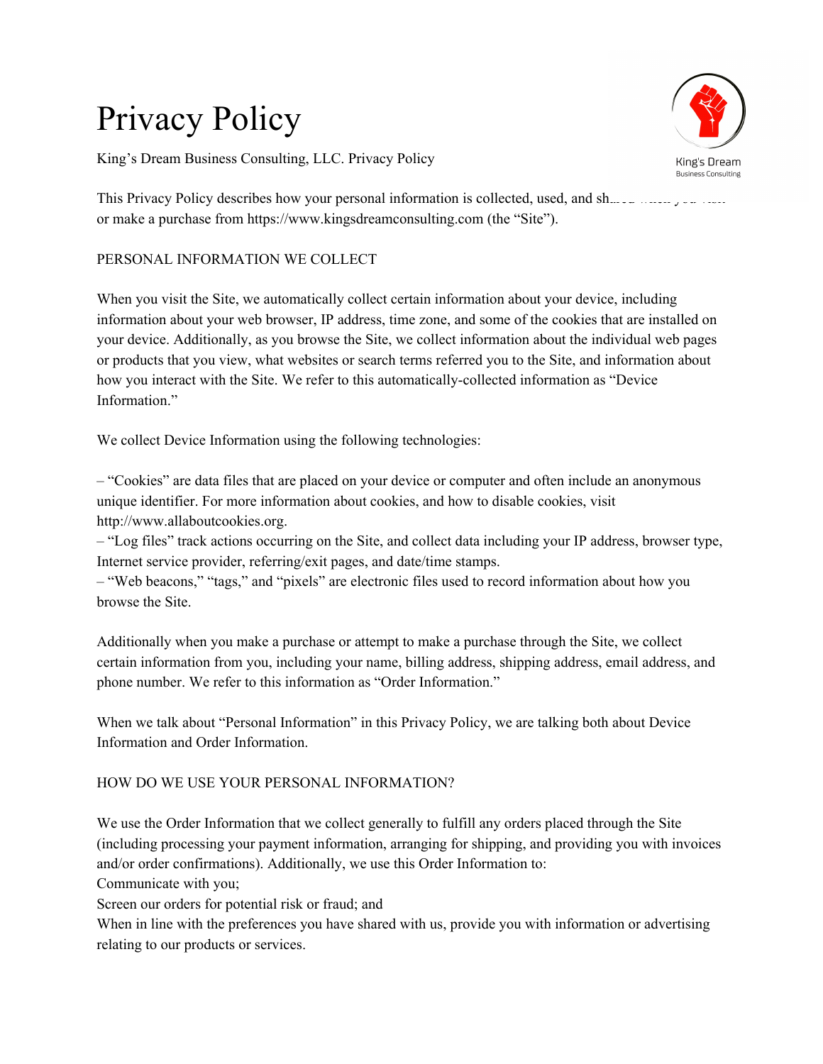# Privacy Policy

King's Dream Business Consulting, LLC. Privacy Policy

This Privacy Policy describes how your personal information is collected, used, and shared when you visit or make a purchase from https://www.kingsdreamconsulting.com (the "Site").

PERSONAL INFORMATION WE COLLECT

When you visit the Site, we automatically collect certain information about your device, including information about your web browser, IP address, time zone, and some of the cookies that are installed on your device. Additionally, as you browse the Site, we collect information about the individual web pages or products that you view, what websites or search terms referred you to the Site, and information about how you interact with the Site. We refer to this automatically-collected information as "Device Information."

We collect Device Information using the following technologies:

– "Cookies" are data files that are placed on your device or computer and often include an anonymous unique identifier. For more information about cookies, and how to disable cookies, visit http://www.allaboutcookies.org.
– "Log files" track actions occurring on the Site, and collect data including your IP address, browser type, Internet service provider, referring/exit pages, and date/time stamps.
– "Web beacons," "tags," and "pixels" are electronic files used to record information about how you browse the Site.

Additionally when you make a purchase or attempt to make a purchase through the Site, we collect certain information from you, including your name, billing address, shipping address, email address, and phone number. We refer to this information as "Order Information."

When we talk about "Personal Information" in this Privacy Policy, we are talking both about Device Information and Order Information.

HOW DO WE USE YOUR PERSONAL INFORMATION?

We use the Order Information that we collect generally to fulfill any orders placed through the Site (including processing your payment information, arranging for shipping, and providing you with invoices and/or order confirmations). Additionally, we use this Order Information to:
Communicate with you;
Screen our orders for potential risk or fraud; and
When in line with the preferences you have shared with us, provide you with information or advertising relating to our products or services.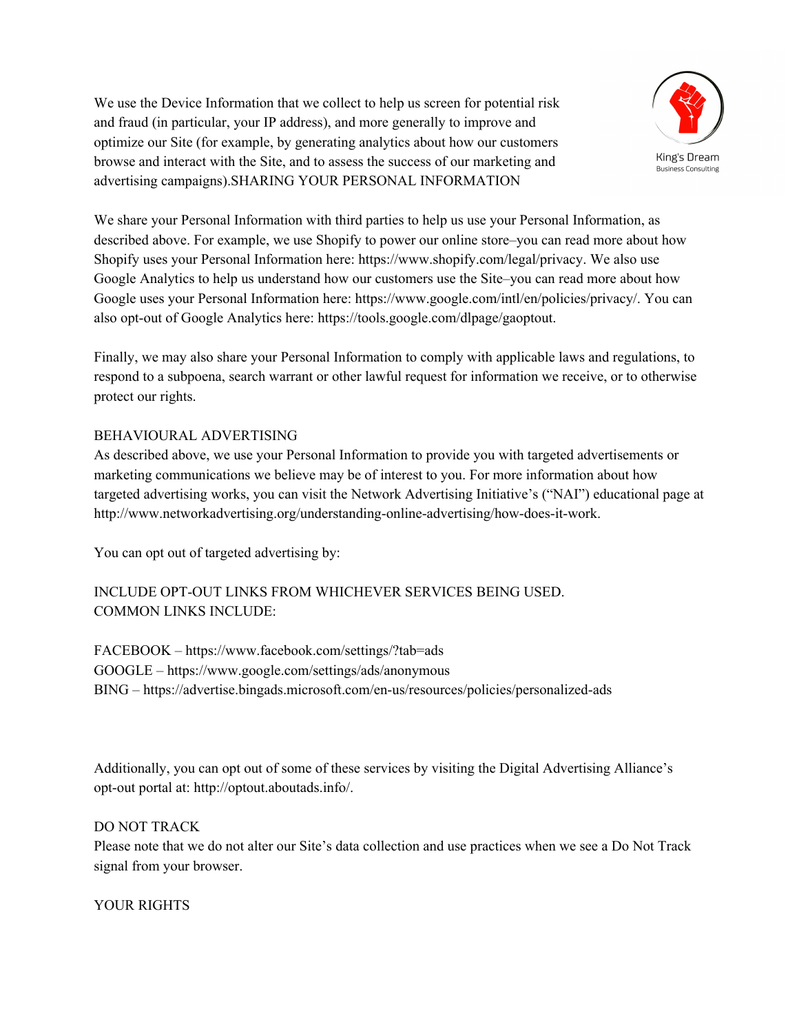We use the Device Information that we collect to help us screen for potential risk and fraud (in particular, your IP address), and more generally to improve and optimize our Site (for example, by generating analytics about how our customers browse and interact with the Site, and to assess the success of our marketing and advertising campaigns).SHARING YOUR PERSONAL INFORMATION

We share your Personal Information with third parties to help us use your Personal Information, as described above. For example, we use Shopify to power our online store–you can read more about how Shopify uses your Personal Information here: https://www.shopify.com/legal/privacy. We also use Google Analytics to help us understand how our customers use the Site–you can read more about how Google uses your Personal Information here: https://www.google.com/intl/en/policies/privacy/. You can also opt-out of Google Analytics here: https://tools.google.com/dlpage/gaoptout.

Finally, we may also share your Personal Information to comply with applicable laws and regulations, to respond to a subpoena, search warrant or other lawful request for information we receive, or to otherwise protect our rights.

## BEHAVIOURAL ADVERTISING

As described above, we use your Personal Information to provide you with targeted advertisements or marketing communications we believe may be of interest to you. For more information about how targeted advertising works, you can visit the Network Advertising Initiative's ("NAI") educational page at http://www.networkadvertising.org/understanding-online-advertising/how-does-it-work.

You can opt out of targeted advertising by:

INCLUDE OPT-OUT LINKS FROM WHICHEVER SERVICES BEING USED.
COMMON LINKS INCLUDE:

FACEBOOK – https://www.facebook.com/settings/?tab=ads
GOOGLE – https://www.google.com/settings/ads/anonymous
BING – https://advertise.bingads.microsoft.com/en-us/resources/policies/personalized-ads

Additionally, you can opt out of some of these services by visiting the Digital Advertising Alliance's opt-out portal at: http://optout.aboutads.info/.

## DO NOT TRACK

Please note that we do not alter our Site's data collection and use practices when we see a Do Not Track signal from your browser.

## YOUR RIGHTS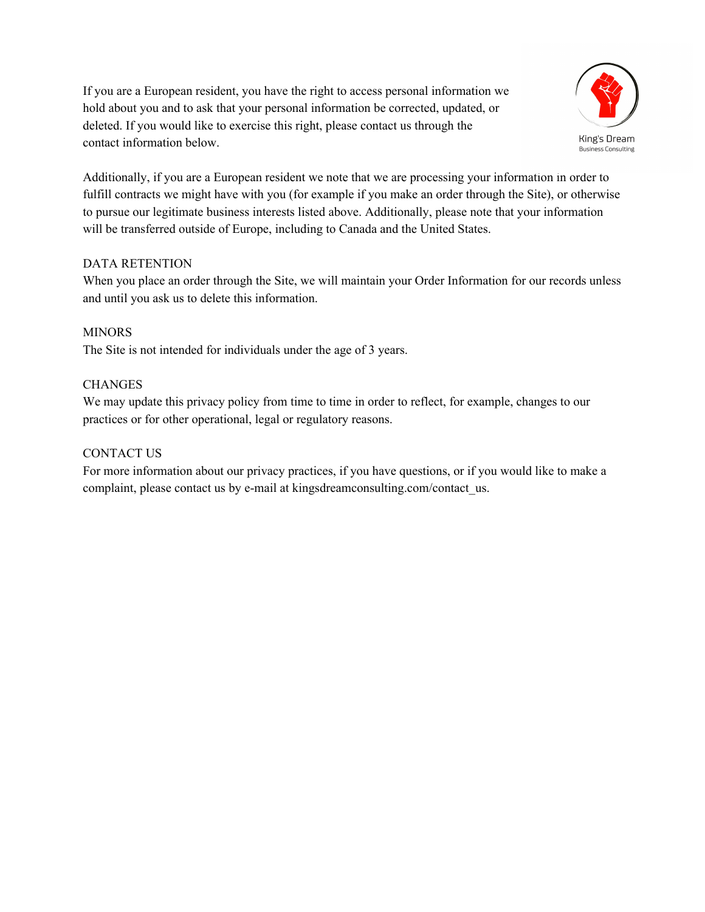If you are a European resident, you have the right to access personal information we hold about you and to ask that your personal information be corrected, updated, or deleted. If you would like to exercise this right, please contact us through the contact information below.

Additionally, if you are a European resident we note that we are processing your information in order to fulfill contracts we might have with you (for example if you make an order through the Site), or otherwise to pursue our legitimate business interests listed above. Additionally, please note that your information will be transferred outside of Europe, including to Canada and the United States.

## DATA RETENTION

When you place an order through the Site, we will maintain your Order Information for our records unless and until you ask us to delete this information.

## MINORS

The Site is not intended for individuals under the age of 3 years.

## CHANGES

We may update this privacy policy from time to time in order to reflect, for example, changes to our practices or for other operational, legal or regulatory reasons.

## CONTACT US

For more information about our privacy practices, if you have questions, or if you would like to make a complaint, please contact us by e-mail at kingsdreamconsulting.com/contact_us.